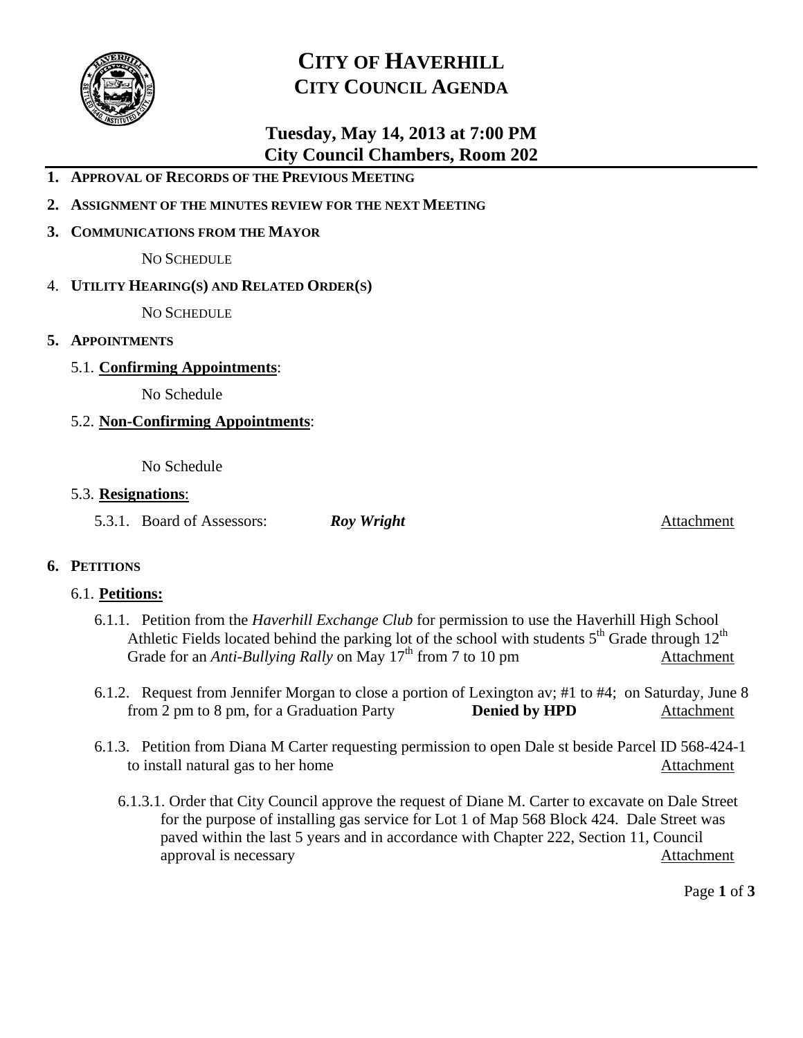# CITY OF HAVERHILL
## CITY COUNCIL AGENDA

### Tuesday, May 14, 2013 at 7:00 PM
### City Council Chambers, Room 202

1. **APPROVAL OF RECORDS OF THE PREVIOUS MEETING**
2. **ASSIGNMENT OF THE MINUTES REVIEW FOR THE NEXT MEETING**
3. **COMMUNICATIONS FROM THE MAYOR**

   NO SCHEDULE

4. **UTILITY HEARING(S) AND RELATED ORDER(S)**

   NO SCHEDULE

5. **APPOINTMENTS**

   5.1. **Confirming Appointments**:

   No Schedule

   5.2. **Non-Confirming Appointments**:

   No Schedule

   5.3. **Resignations**:

   5.3.1. Board of Assessors: ***Roy Wright*** Attachment

6. **PETITIONS**

   6.1. **Petitions:**

   6.1.1. Petition from the *Haverhill Exchange Club* for permission to use the Haverhill High School Athletic Fields located behind the parking lot of the school with students 5th Grade through 12th Grade for an *Anti-Bullying Rally* on May 17th from 7 to 10 pm Attachment

   6.1.2. Request from Jennifer Morgan to close a portion of Lexington av; #1 to #4; on Saturday, June 8 from 2 pm to 8 pm, for a Graduation Party **Denied by HPD** Attachment

   6.1.3. Petition from Diana M Carter requesting permission to open Dale st beside Parcel ID 568-424-1 to install natural gas to her home Attachment

   6.1.3.1. Order that City Council approve the request of Diane M. Carter to excavate on Dale Street for the purpose of installing gas service for Lot 1 of Map 568 Block 424. Dale Street was paved within the last 5 years and in accordance with Chapter 222, Section 11, Council approval is necessary Attachment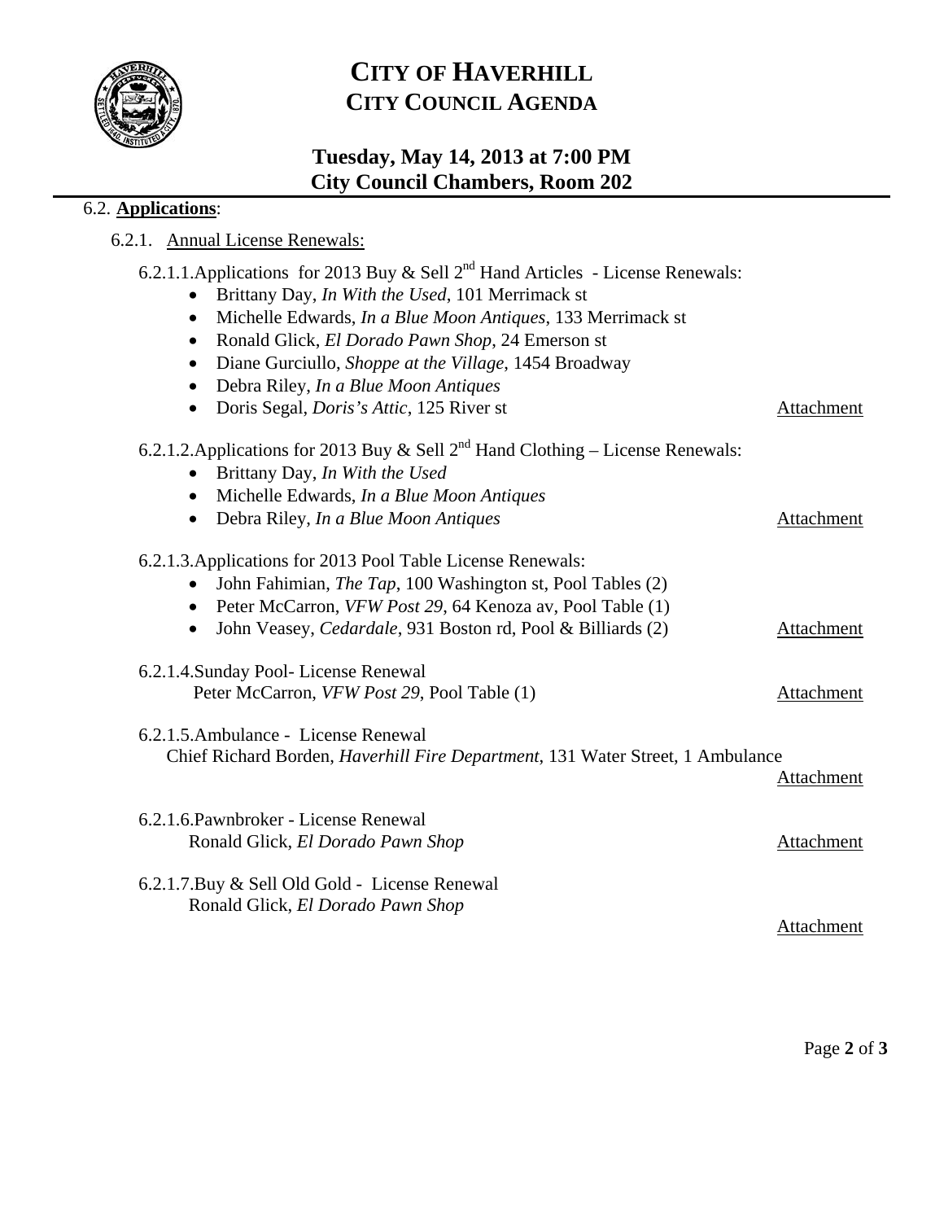# CITY OF HAVERHILL
## CITY COUNCIL AGENDA

### Tuesday, May 14, 2013 at 7:00 PM
### City Council Chambers, Room 202

6.2. **Applications**:

6.2.1. Annual License Renewals:

6.2.1.1. Applications for 2013 Buy & Sell 2nd Hand Articles - License Renewals:

- Brittany Day, *In With the Used*, 101 Merrimack st
- Michelle Edwards, *In a Blue Moon Antiques*, 133 Merrimack st
- Ronald Glick, *El Dorado Pawn Shop*, 24 Emerson st
- Diane Gurciullo, *Shoppe at the Village*, 1454 Broadway
- Debra Riley, *In a Blue Moon Antiques*
- Doris Segal, *Doris's Attic*, 125 River st

Attachment

6.2.1.2. Applications for 2013 Buy & Sell 2nd Hand Clothing – License Renewals:

- Brittany Day, *In With the Used*
- Michelle Edwards, *In a Blue Moon Antiques*
- Debra Riley, *In a Blue Moon Antiques*

Attachment

6.2.1.3. Applications for 2013 Pool Table License Renewals:

- John Fahimian, *The Tap*, 100 Washington st, Pool Tables (2)
- Peter McCarron, *VFW Post 29*, 64 Kenoza av, Pool Table (1)
- John Veasey, *Cedardale*, 931 Boston rd, Pool & Billiards (2)

Attachment

6.2.1.4. Sunday Pool- License Renewal
Peter McCarron, *VFW Post 29*, Pool Table (1)

Attachment

6.2.1.5. Ambulance - License Renewal
Chief Richard Borden, *Haverhill Fire Department*, 131 Water Street, 1 Ambulance

Attachment

6.2.1.6. Pawnbroker - License Renewal
Ronald Glick, *El Dorado Pawn Shop*

Attachment

6.2.1.7. Buy & Sell Old Gold - License Renewal
Ronald Glick, *El Dorado Pawn Shop*

Attachment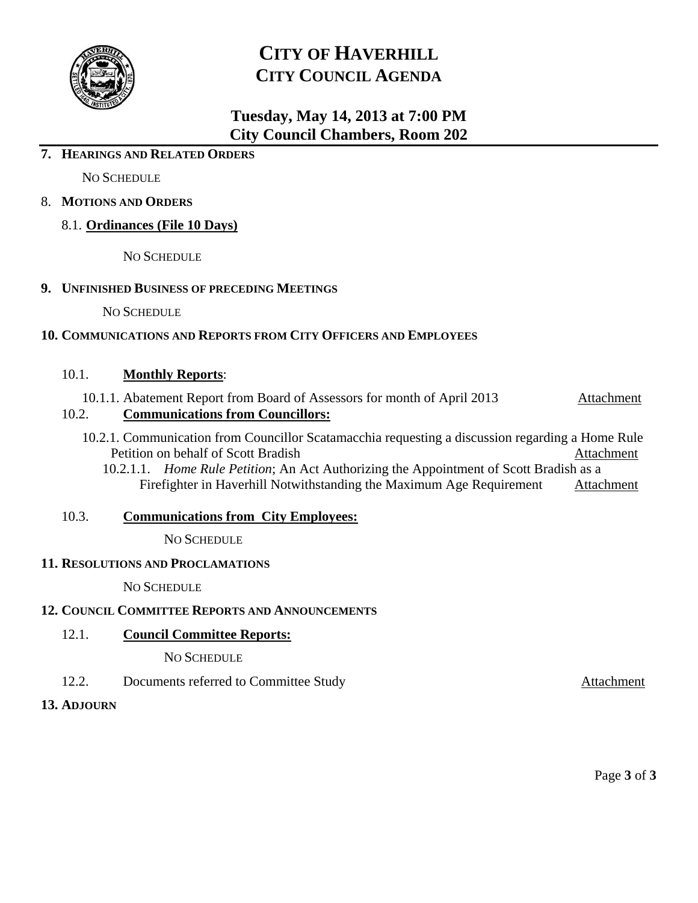# CITY OF HAVERHILL
## CITY COUNCIL AGENDA

**Tuesday, May 14, 2013 at 7:00 PM**
**City Council Chambers, Room 202**

**7. HEARINGS AND RELATED ORDERS**

NO SCHEDULE

8. **MOTIONS AND ORDERS**

8.1. **Ordinances (File 10 Days)**

NO SCHEDULE

**9. UNFINISHED BUSINESS OF PRECEDING MEETINGS**

NO SCHEDULE

**10. COMMUNICATIONS AND REPORTS FROM CITY OFFICERS AND EMPLOYEES**

10.1. **Monthly Reports**:

10.1.1. Abatement Report from Board of Assessors for month of April 2013 Attachment

10.2. **Communications from Councillors:**

10.2.1. Communication from Councillor Scatamacchia requesting a discussion regarding a Home Rule Petition on behalf of Scott Bradish Attachment

10.2.1.1. *Home Rule Petition*; An Act Authorizing the Appointment of Scott Bradish as a Firefighter in Haverhill Notwithstanding the Maximum Age Requirement Attachment

10.3. **Communications from City Employees:**

NO SCHEDULE

**11. RESOLUTIONS AND PROCLAMATIONS**

NO SCHEDULE

**12. COUNCIL COMMITTEE REPORTS AND ANNOUNCEMENTS**

12.1. **Council Committee Reports:**

NO SCHEDULE

12.2. Documents referred to Committee Study Attachment

**13. ADJOURN**